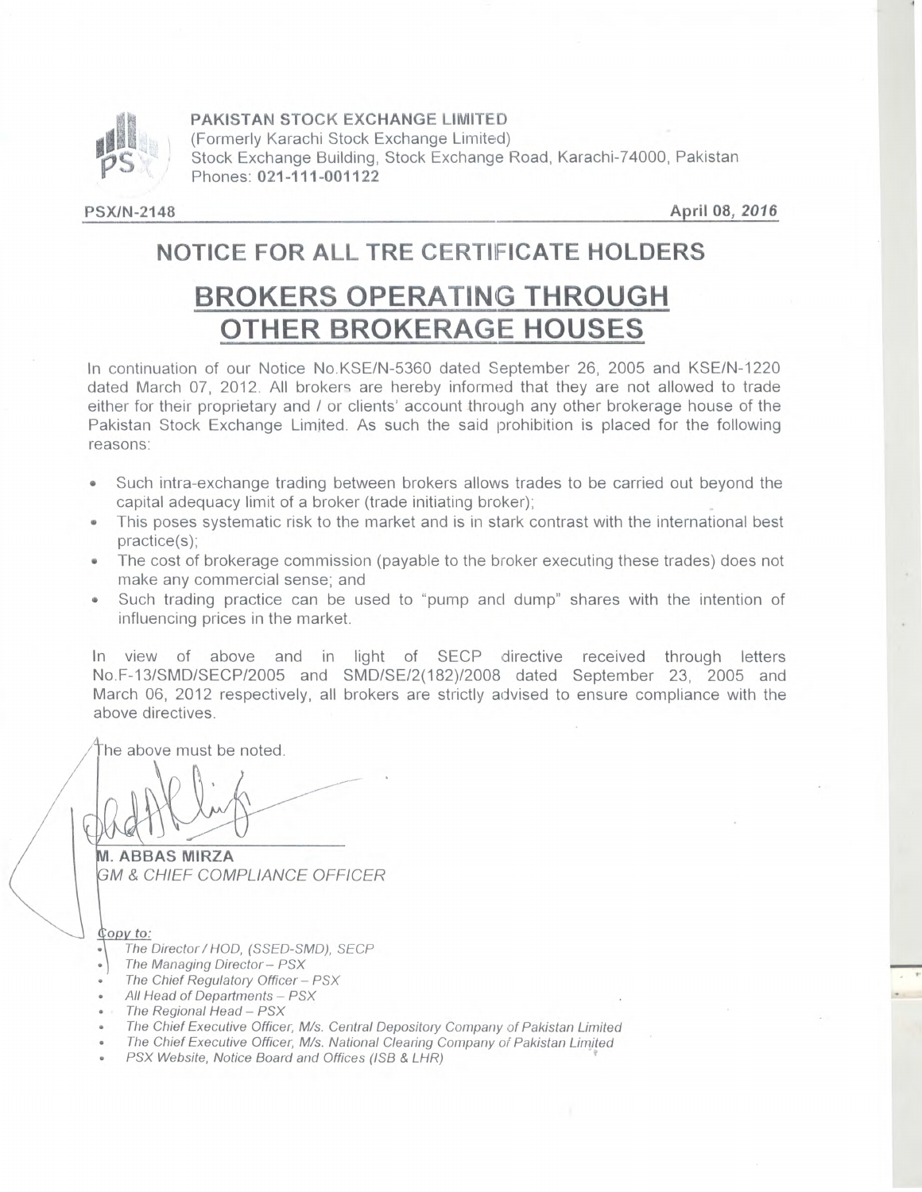**PAKISTAN STOCK EXCHANGE LIMITED**
(Formerly Karachi Stock Exchange Limited)
Stock Exchange Building, Stock Exchange Road, Karachi-74000, Pakistan
Phones: **021-111-001122**

**PSX/N-2148** **April 08, *2016***

## NOTICE FOR ALL TRE CERTIFICATE HOLDERS

# BROKERS OPERATING THROUGH OTHER BROKERAGE HOUSES

In continuation of our Notice No.KSE/N-5360 dated September 26, 2005 and KSE/N-1220 dated March 07, 2012. All brokers are hereby informed that they are not allowed to trade either for their proprietary and / or clients' account through any other brokerage house of the Pakistan Stock Exchange Limited. As such the said prohibition is placed for the following reasons:

- Such intra-exchange trading between brokers allows trades to be carried out beyond the capital adequacy limit of a broker (trade initiating broker);
- This poses systematic risk to the market and is in stark contrast with the international best practice(s);
- The cost of brokerage commission (payable to the broker executing these trades) does not make any commercial sense; and
- Such trading practice can be used to "pump and dump" shares with the intention of influencing prices in the market.

In view of above and in light of SECP directive received through letters No.F-13/SMD/SECP/2005 and SMD/SE/2(182)/2008 dated September 23, 2005 and March 06, 2012 respectively, all brokers are strictly advised to ensure compliance with the above directives.

The above must be noted.

**M. ABBAS MIRZA**
*GM & CHIEF COMPLIANCE OFFICER*

*Copy to:*

- *The Director / HOD, (SSED-SMD), SECP*
- *The Managing Director – PSX*
- *The Chief Regulatory Officer – PSX*
- *All Head of Departments – PSX*
- *The Regional Head – PSX*
- *The Chief Executive Officer, M/s. Central Depository Company of Pakistan Limited*
- *The Chief Executive Officer, M/s. National Clearing Company of Pakistan Limited*
- *PSX Website, Notice Board and Offices (ISB & LHR)*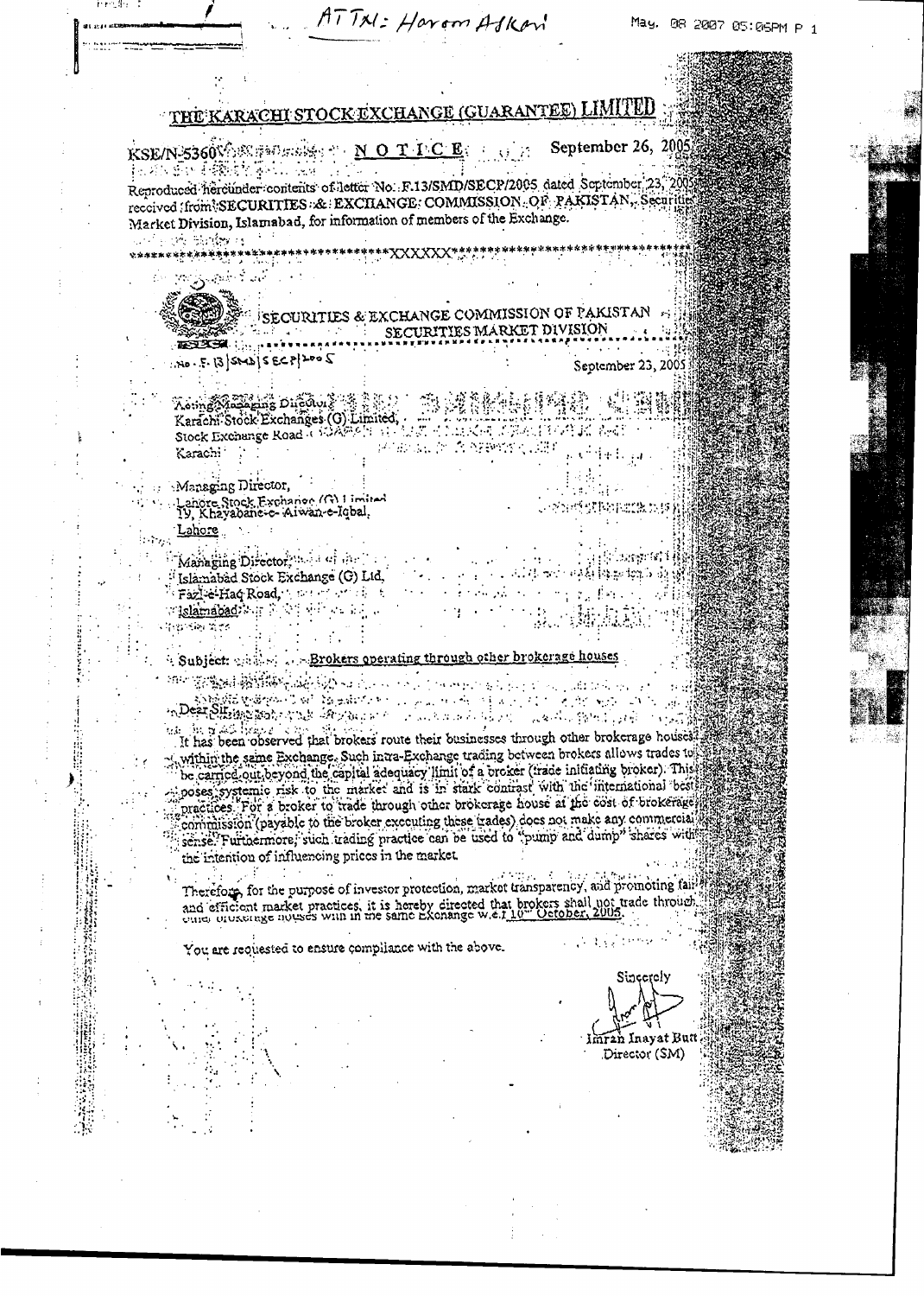ATTN: Harom Askari

# THE KARACHI STOCK EXCHANGE (GUARANTEE) LIMITED

KSE/N-5360 **NOTICE** September 26, 2005

Reproduced hereunder contents of letter No. F.13/SMD/SECP/2005 dated September 23, 2005 received from SECURITIES & EXCHANGE COMMISSION OF PAKISTAN, Securities Market Division, Islamabad, for information of members of the Exchange.

*********************************XXXXXX*********************************

## SECURITIES & EXCHANGE COMMISSION OF PAKISTAN
### SECURITIES MARKET DIVISION

No. F.13/SMD/SECP/2005 September 23, 2005

Acting Managing Director,
Karachi Stock Exchanges (G) Limited,
Stock Exchange Road
Karachi

Managing Director,
Lahore Stock Exchange (G) Limited
19, Khayaban-e-Aiwan-e-Iqbal,
Lahore

Managing Director,
Islamabad Stock Exchange (G) Ltd,
Fazl-e-Haq Road,
Islamabad

Subject: Brokers operating through other brokerage houses

Dear Sir,

It has been observed that brokers route their businesses through other brokerage houses within the same Exchange. Such intra-Exchange trading between brokers allows trades to be carried out beyond the capital adequacy limit of a broker (trade initiating broker). This poses systemic risk to the market and is in stark contrast with the international best practices. For a broker to trade through other brokerage house at the cost of brokerage commission (payable to the broker executing these trades) does not make any commercial sense. Furthermore, such trading practice can be used to "pump and dump" shares with the intention of influencing prices in the market.

Therefore, for the purpose of investor protection, market transparency, and promoting fair and efficient market practices, it is hereby directed that brokers shall not trade through other brokerage houses with in the same Exchange w.e.f 10[th] October, 2005.

You are requested to ensure compliance with the above.

Sincerely

Imran Inayat Butt
Director (SM)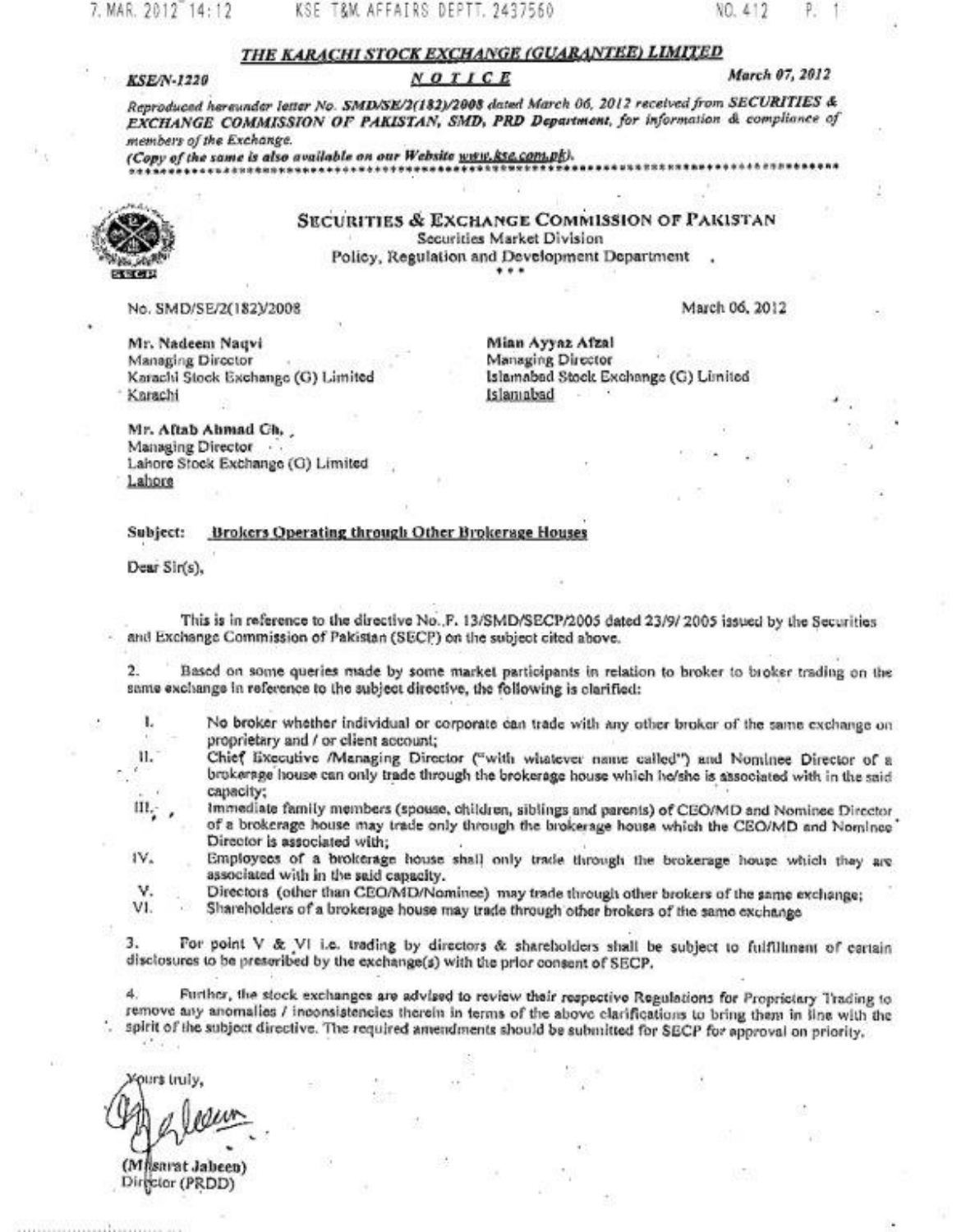## THE KARACHI STOCK EXCHANGE (GUARANTEE) LIMITED

**KSE/N-1220** **NOTICE** **March 07, 2012**

*Reproduced hereunder letter No. SMD/SE/2(182)/2008 dated March 06, 2012 received from SECURITIES & EXCHANGE COMMISSION OF PAKISTAN, SMD, PRD Department, for information & compliance of members of the Exchange.*

*(Copy of the same is also available on our Website www.kse.com.pk).*

\*\*\*\*\*\*\*\*\*\*\*\*\*\*\*\*\*\*\*\*\*\*\*\*\*\*\*\*\*\*\*\*\*\*\*\*\*\*\*\*\*\*\*\*\*\*\*\*\*\*\*\*\*\*\*\*\*\*\*\*\*\*\*\*\*\*\*\*\*\*\*\*\*\*\*\*\*\*\*\*

**SECURITIES & EXCHANGE COMMISSION OF PAKISTAN**
Securities Market Division
Policy, Regulation and Development Department
\*\*\*

No. SMD/SE/2(182)/2008 March 06, 2012

Mr. Nadeem Naqvi
Managing Director
Karachi Stock Exchange (G) Limited
Karachi

Mian Ayyaz Afzal
Managing Director
Islamabad Stock Exchange (G) Limited
Islamabad

Mr. Aftab Ahmad Ch.
Managing Director
Lahore Stock Exchange (G) Limited
Lahore

**Subject: Brokers Operating through Other Brokerage Houses**

Dear Sir(s),

This is in reference to the directive No. F. 13/SMD/SECP/2005 dated 23/9/ 2005 issued by the Securities and Exchange Commission of Pakistan (SECP) on the subject cited above.

2. Based on some queries made by some market participants in relation to broker to broker trading on the same exchange in reference to the subject directive, the following is clarified:

I. No broker whether individual or corporate can trade with any other broker of the same exchange on proprietary and / or client account;

II. Chief Executive /Managing Director ("with whatever name called") and Nominee Director of a brokerage house can only trade through the brokerage house which he/she is associated with in the said capacity;

III. Immediate family members (spouse, children, siblings and parents) of CEO/MD and Nominee Director of a brokerage house may trade only through the brokerage house which the CEO/MD and Nominee Director is associated with;

IV. Employees of a brokerage house shall only trade through the brokerage house which they are associated with in the said capacity.

V. Directors (other than CEO/MD/Nominee) may trade through other brokers of the same exchange;

VI. Shareholders of a brokerage house may trade through other brokers of the same exchange

3. For point V & VI i.e. trading by directors & shareholders shall be subject to fulfillment of certain disclosures to be prescribed by the exchange(s) with the prior consent of SECP.

4. Further, the stock exchanges are advised to review their respective Regulations for Proprietary Trading to remove any anomalies / inconsistencies therein in terms of the above clarifications to bring them in line with the spirit of the subject directive. The required amendments should be submitted for SECP for approval on priority.

Yours truly,

(Musarat Jabeen)
Director (PRDD)